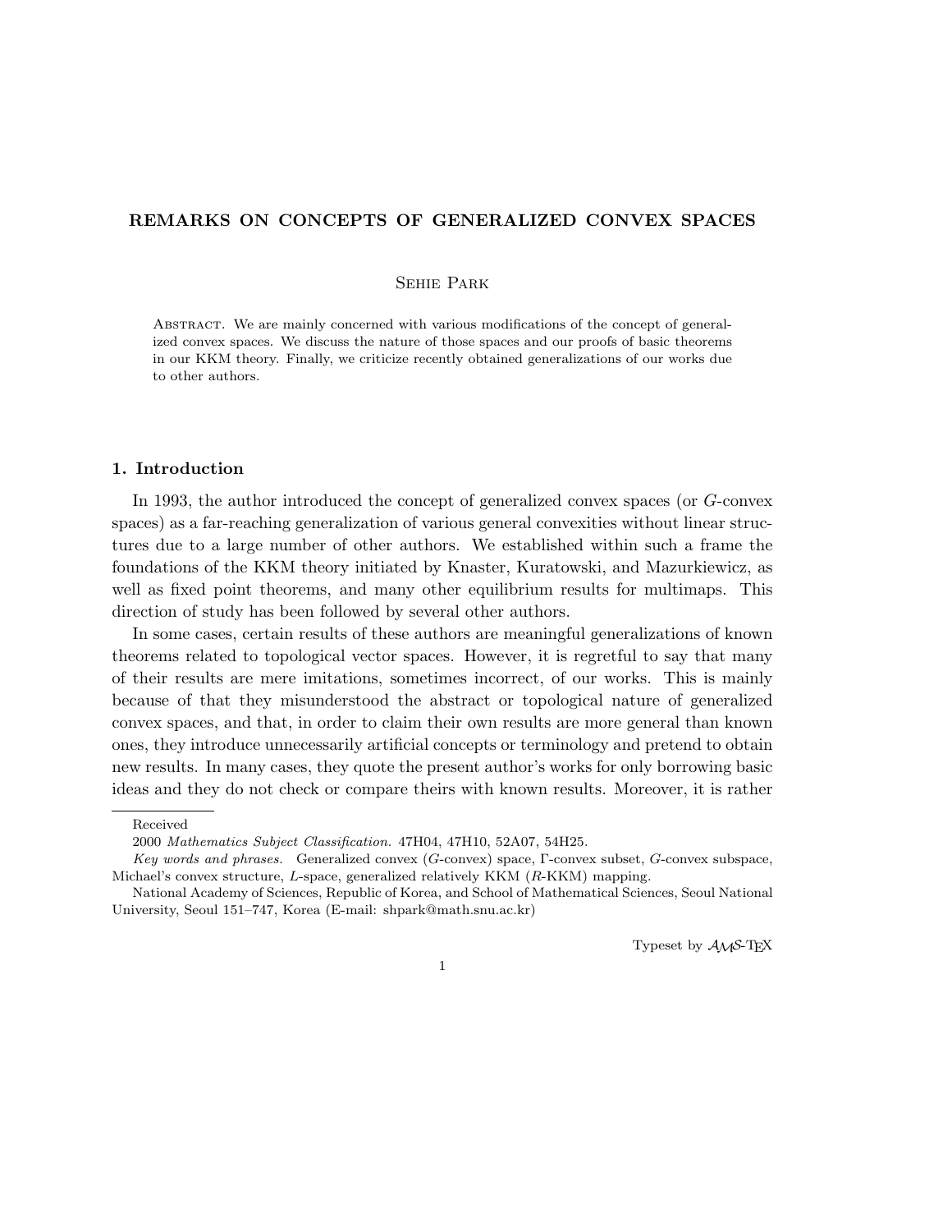# REMARKS ON CONCEPTS OF GENERALIZED CONVEX SPACES

Sehie Park

Abstract. We are mainly concerned with various modifications of the concept of generalized convex spaces. We discuss the nature of those spaces and our proofs of basic theorems in our KKM theory. Finally, we criticize recently obtained generalizations of our works due to other authors.

## 1. Introduction

In 1993, the author introduced the concept of generalized convex spaces (or $G$-convex spaces) as a far-reaching generalization of various general convexities without linear structures due to a large number of other authors. We established within such a frame the foundations of the KKM theory initiated by Knaster, Kuratowski, and Mazurkiewicz, as well as fixed point theorems, and many other equilibrium results for multimaps. This direction of study has been followed by several other authors.

In some cases, certain results of these authors are meaningful generalizations of known theorems related to topological vector spaces. However, it is regretful to say that many of their results are mere imitations, sometimes incorrect, of our works. This is mainly because of that they misunderstood the abstract or topological nature of generalized convex spaces, and that, in order to claim their own results are more general than known ones, they introduce unnecessarily artificial concepts or terminology and pretend to obtain new results. In many cases, they quote the present author's works for only borrowing basic ideas and they do not check or compare theirs with known results. Moreover, it is rather

---

Received

2000 *Mathematics Subject Classification.* 47H04, 47H10, 52A07, 54H25.

*Key words and phrases.* Generalized convex ($G$-convex) space, $\Gamma$-convex subset, $G$-convex subspace, Michael's convex structure, $L$-space, generalized relatively KKM ($R$-KKM) mapping.

National Academy of Sciences, Republic of Korea, and School of Mathematical Sciences, Seoul National University, Seoul 151–747, Korea (E-mail: shpark@math.snu.ac.kr)

Typeset by $\mathcal{A}\mathcal{M}\mathcal{S}$-TEX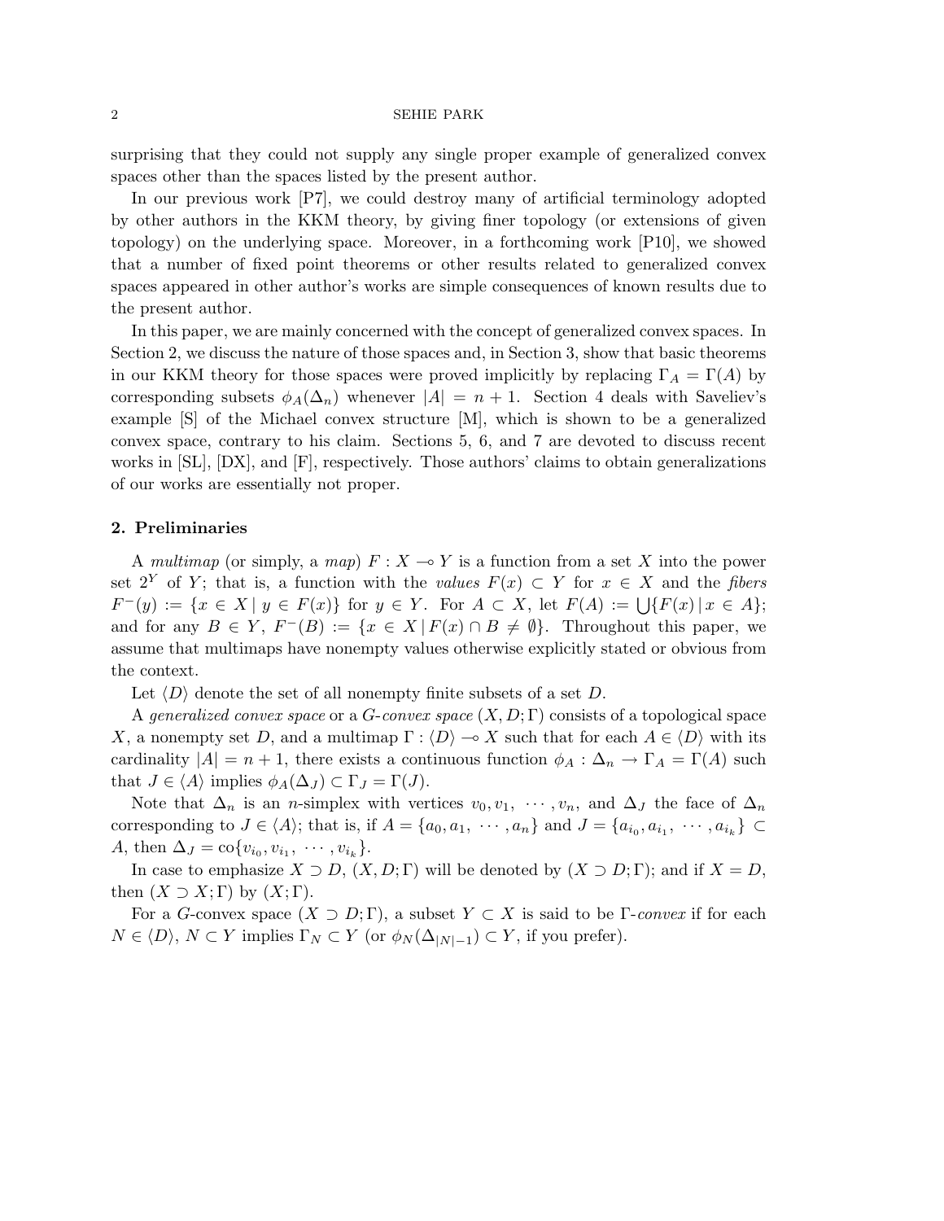surprising that they could not supply any single proper example of generalized convex spaces other than the spaces listed by the present author.

In our previous work [P7], we could destroy many of artificial terminology adopted by other authors in the KKM theory, by giving finer topology (or extensions of given topology) on the underlying space. Moreover, in a forthcoming work [P10], we showed that a number of fixed point theorems or other results related to generalized convex spaces appeared in other author's works are simple consequences of known results due to the present author.

In this paper, we are mainly concerned with the concept of generalized convex spaces. In Section 2, we discuss the nature of those spaces and, in Section 3, show that basic theorems in our KKM theory for those spaces were proved implicitly by replacing $\Gamma_A = \Gamma(A)$ by corresponding subsets $\phi_A(\Delta_n)$ whenever $|A| = n+1$. Section 4 deals with Saveliev's example [S] of the Michael convex structure [M], which is shown to be a generalized convex space, contrary to his claim. Sections 5, 6, and 7 are devoted to discuss recent works in [SL], [DX], and [F], respectively. Those authors' claims to obtain generalizations of our works are essentially not proper.

## 2. Preliminaries

A *multimap* (or simply, a *map*) $F : X \multimap Y$ is a function from a set $X$ into the power set $2^Y$ of $Y$; that is, a function with the *values* $F(x) \subset Y$ for $x \in X$ and the *fibers* $F^-(y) := \{x \in X \mid y \in F(x)\}$ for $y \in Y$. For $A \subset X$, let $F(A) := \bigcup\{F(x) \mid x \in A\}$; and for any $B \in Y$, $F^-(B) := \{x \in X \mid F(x) \cap B \neq \emptyset\}$. Throughout this paper, we assume that multimaps have nonempty values otherwise explicitly stated or obvious from the context.

Let $\langle D \rangle$ denote the set of all nonempty finite subsets of a set $D$.

A *generalized convex space* or a *G-convex space* $(X, D; \Gamma)$ consists of a topological space $X$, a nonempty set $D$, and a multimap $\Gamma : \langle D \rangle \multimap X$ such that for each $A \in \langle D \rangle$ with its cardinality $|A| = n+1$, there exists a continuous function $\phi_A : \Delta_n \to \Gamma_A = \Gamma(A)$ such that $J \in \langle A \rangle$ implies $\phi_A(\Delta_J) \subset \Gamma_J = \Gamma(J)$.

Note that $\Delta_n$ is an $n$-simplex with vertices $v_0, v_1, \cdots, v_n$, and $\Delta_J$ the face of $\Delta_n$ corresponding to $J \in \langle A \rangle$; that is, if $A = \{a_0, a_1, \cdots, a_n\}$ and $J = \{a_{i_0}, a_{i_1}, \cdots, a_{i_k}\} \subset A$, then $\Delta_J = \mathrm{co}\{v_{i_0}, v_{i_1}, \cdots, v_{i_k}\}$.

In case to emphasize $X \supset D$, $(X, D; \Gamma)$ will be denoted by $(X \supset D; \Gamma)$; and if $X = D$, then $(X \supset X; \Gamma)$ by $(X; \Gamma)$.

For a $G$-convex space $(X \supset D; \Gamma)$, a subset $Y \subset X$ is said to be $\Gamma$-*convex* if for each $N \in \langle D \rangle$, $N \subset Y$ implies $\Gamma_N \subset Y$ (or $\phi_N(\Delta_{|N|-1}) \subset Y$, if you prefer).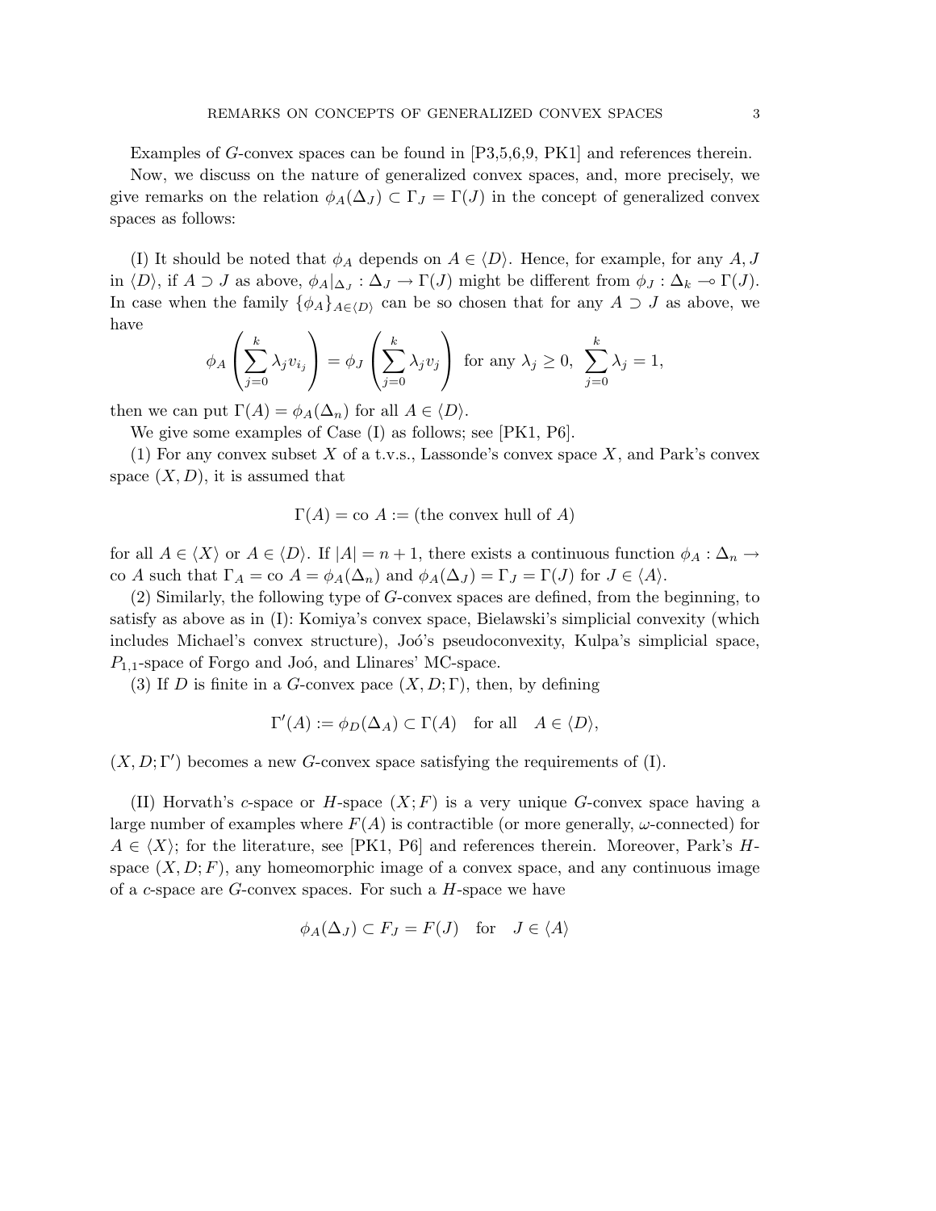Examples of $G$-convex spaces can be found in [P3,5,6,9, PK1] and references therein.

Now, we discuss on the nature of generalized convex spaces, and, more precisely, we give remarks on the relation $\phi_A(\Delta_J) \subset \Gamma_J = \Gamma(J)$ in the concept of generalized convex spaces as follows:

(I) It should be noted that $\phi_A$ depends on $A \in \langle D \rangle$. Hence, for example, for any $A, J$ in $\langle D \rangle$, if $A \supset J$ as above, $\phi_A|_{\Delta_J} : \Delta_J \to \Gamma(J)$ might be different from $\phi_J : \Delta_k \multimap \Gamma(J)$. In case when the family $\{\phi_A\}_{A \in \langle D \rangle}$ can be so chosen that for any $A \supset J$ as above, we have

$$\phi_A \left( \sum_{j=0}^{k} \lambda_j v_{i_j} \right) = \phi_J \left( \sum_{j=0}^{k} \lambda_j v_j \right) \text{ for any } \lambda_j \geq 0, \; \sum_{j=0}^{k} \lambda_j = 1,$$

then we can put $\Gamma(A) = \phi_A(\Delta_n)$ for all $A \in \langle D \rangle$.

We give some examples of Case (I) as follows; see [PK1, P6].

(1) For any convex subset $X$ of a t.v.s., Lassonde's convex space $X$, and Park's convex space $(X, D)$, it is assumed that

$$\Gamma(A) = \text{co } A := (\text{the convex hull of } A)$$

for all $A \in \langle X \rangle$ or $A \in \langle D \rangle$. If $|A| = n + 1$, there exists a continuous function $\phi_A : \Delta_n \to \text{co } A$ such that $\Gamma_A = \text{co } A = \phi_A(\Delta_n)$ and $\phi_A(\Delta_J) = \Gamma_J = \Gamma(J)$ for $J \in \langle A \rangle$.

(2) Similarly, the following type of $G$-convex spaces are defined, from the beginning, to satisfy as above as in (I): Komiya's convex space, Bielawski's simplicial convexity (which includes Michael's convex structure), Joó's pseudoconvexity, Kulpa's simplicial space, $P_{1,1}$-space of Forgo and Joó, and Llinares' MC-space.

(3) If $D$ is finite in a $G$-convex pace $(X, D; \Gamma)$, then, by defining

$$\Gamma'(A) := \phi_D(\Delta_A) \subset \Gamma(A) \quad \text{for all} \quad A \in \langle D \rangle,$$

$(X, D; \Gamma')$ becomes a new $G$-convex space satisfying the requirements of (I).

(II) Horvath's $c$-space or $H$-space $(X; F)$ is a very unique $G$-convex space having a large number of examples where $F(A)$ is contractible (or more generally, $\omega$-connected) for $A \in \langle X \rangle$; for the literature, see [PK1, P6] and references therein. Moreover, Park's $H$-space $(X, D; F)$, any homeomorphic image of a convex space, and any continuous image of a $c$-space are $G$-convex spaces. For such a $H$-space we have

$$\phi_A(\Delta_J) \subset F_J = F(J) \quad \text{for} \quad J \in \langle A \rangle$$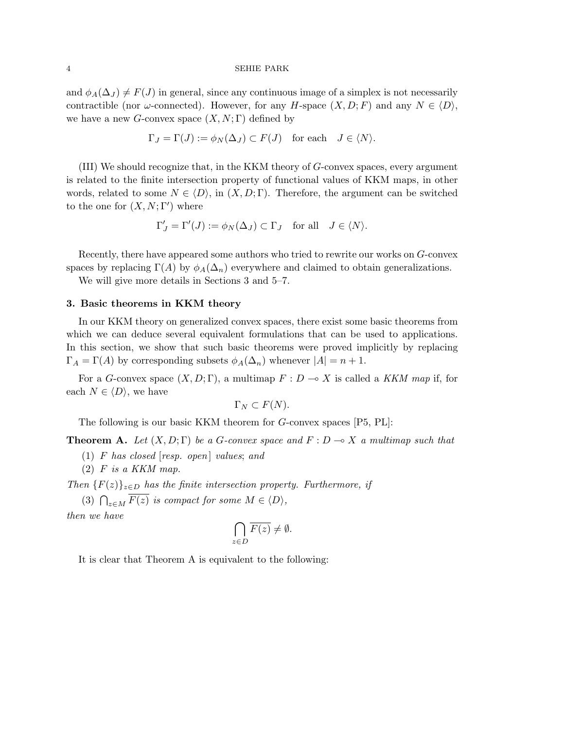and $\phi_A(\Delta_J) \neq F(J)$ in general, since any continuous image of a simplex is not necessarily contractible (nor $\omega$-connected). However, for any $H$-space $(X, D; F)$ and any $N \in \langle D \rangle$, we have a new $G$-convex space $(X, N; \Gamma)$ defined by

$$\Gamma_J = \Gamma(J) := \phi_N(\Delta_J) \subset F(J) \quad \text{for each} \quad J \in \langle N \rangle.$$

(III) We should recognize that, in the KKM theory of $G$-convex spaces, every argument is related to the finite intersection property of functional values of KKM maps, in other words, related to some $N \in \langle D \rangle$, in $(X, D; \Gamma)$. Therefore, the argument can be switched to the one for $(X, N; \Gamma')$ where

$$\Gamma'_J = \Gamma'(J) := \phi_N(\Delta_J) \subset \Gamma_J \quad \text{for all} \quad J \in \langle N \rangle.$$

Recently, there have appeared some authors who tried to rewrite our works on $G$-convex spaces by replacing $\Gamma(A)$ by $\phi_A(\Delta_n)$ everywhere and claimed to obtain generalizations.

We will give more details in Sections 3 and 5–7.

### 3. Basic theorems in KKM theory

In our KKM theory on generalized convex spaces, there exist some basic theorems from which we can deduce several equivalent formulations that can be used to applications. In this section, we show that such basic theorems were proved implicitly by replacing $\Gamma_A = \Gamma(A)$ by corresponding subsets $\phi_A(\Delta_n)$ whenever $|A| = n + 1$.

For a $G$-convex space $(X, D; \Gamma)$, a multimap $F : D \multimap X$ is called a *KKM map* if, for each $N \in \langle D \rangle$, we have

$$\Gamma_N \subset F(N).$$

The following is our basic KKM theorem for $G$-convex spaces [P5, PL]:

**Theorem A.** *Let $(X, D; \Gamma)$ be a $G$-convex space and $F : D \multimap X$ a multimap such that*

(1) *$F$ has closed [resp. open] values; and*

(2) *$F$ is a KKM map.*

*Then $\{F(z)\}_{z \in D}$ has the finite intersection property. Furthermore, if*

(3) *$\bigcap_{z \in M} \overline{F(z)}$ is compact for some $M \in \langle D \rangle$,*

*then we have*

$$\bigcap_{z \in D} \overline{F(z)} \neq \emptyset.$$

It is clear that Theorem A is equivalent to the following: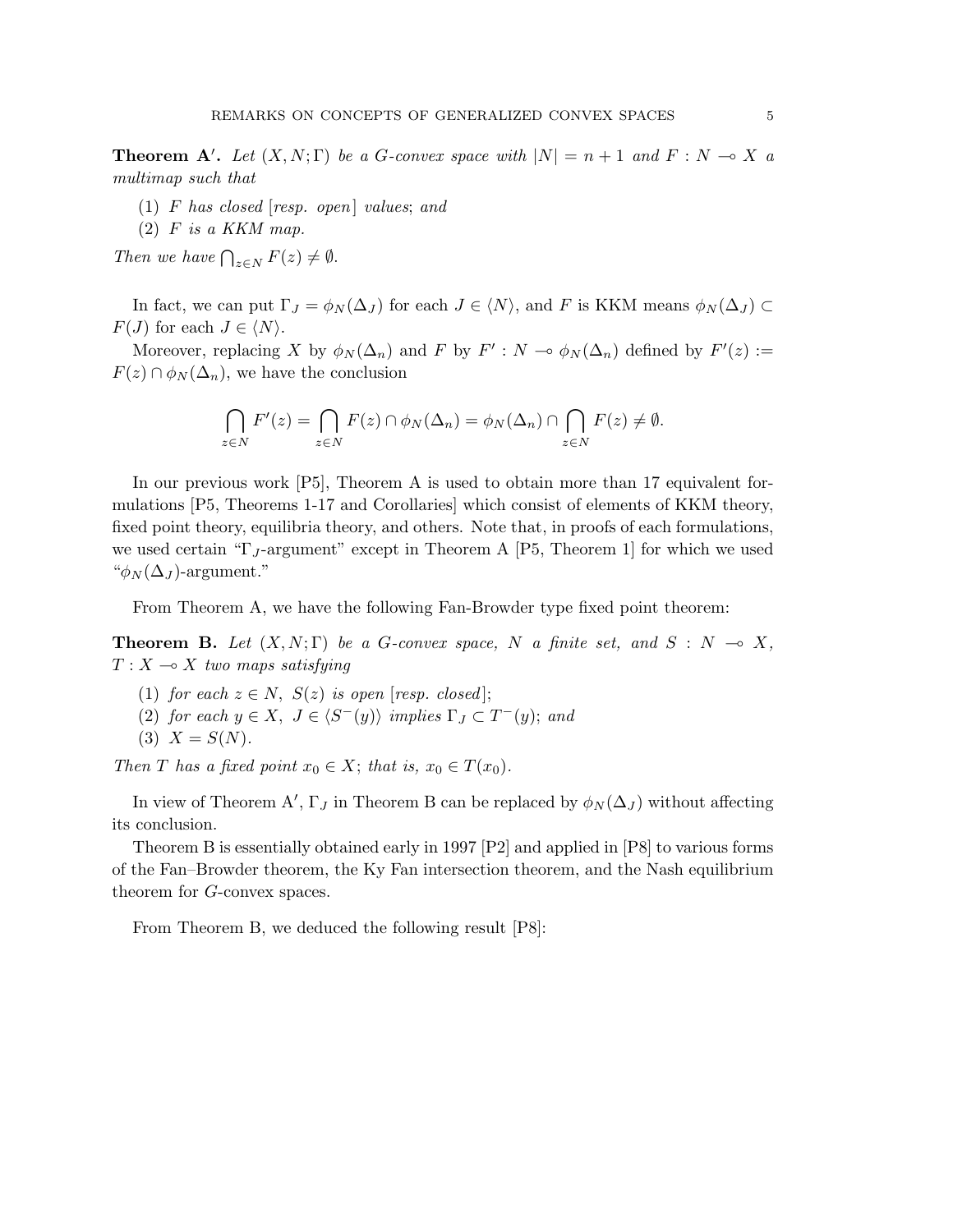**Theorem A′.** *Let $(X, N; \Gamma)$ be a G-convex space with $|N| = n+1$ and $F : N \multimap X$ a multimap such that*

1. *$F$ has closed [resp. open] values; and*
2. *$F$ is a KKM map.*

*Then we have $\bigcap_{z \in N} F(z) \neq \emptyset$.*

In fact, we can put $\Gamma_J = \phi_N(\Delta_J)$ for each $J \in \langle N \rangle$, and $F$ is KKM means $\phi_N(\Delta_J) \subset F(J)$ for each $J \in \langle N \rangle$.

Moreover, replacing $X$ by $\phi_N(\Delta_n)$ and $F$ by $F' : N \multimap \phi_N(\Delta_n)$ defined by $F'(z) := F(z) \cap \phi_N(\Delta_n)$, we have the conclusion

$$\bigcap_{z \in N} F'(z) = \bigcap_{z \in N} F(z) \cap \phi_N(\Delta_n) = \phi_N(\Delta_n) \cap \bigcap_{z \in N} F(z) \neq \emptyset.$$

In our previous work [P5], Theorem A is used to obtain more than 17 equivalent formulations [P5, Theorems 1-17 and Corollaries] which consist of elements of KKM theory, fixed point theory, equilibria theory, and others. Note that, in proofs of each formulations, we used certain "$\Gamma_J$-argument" except in Theorem A [P5, Theorem 1] for which we used "$\phi_N(\Delta_J)$-argument."

From Theorem A, we have the following Fan-Browder type fixed point theorem:

**Theorem B.** *Let $(X, N; \Gamma)$ be a G-convex space, $N$ a finite set, and $S : N \multimap X$, $T : X \multimap X$ two maps satisfying*

1. *for each $z \in N$, $S(z)$ is open [resp. closed];*
2. *for each $y \in X$, $J \in \langle S^-(y) \rangle$ implies $\Gamma_J \subset T^-(y)$; and*
3. *$X = S(N)$.*

*Then $T$ has a fixed point $x_0 \in X$; that is, $x_0 \in T(x_0)$.*

In view of Theorem A′, $\Gamma_J$ in Theorem B can be replaced by $\phi_N(\Delta_J)$ without affecting its conclusion.

Theorem B is essentially obtained early in 1997 [P2] and applied in [P8] to various forms of the Fan–Browder theorem, the Ky Fan intersection theorem, and the Nash equilibrium theorem for $G$-convex spaces.

From Theorem B, we deduced the following result [P8]: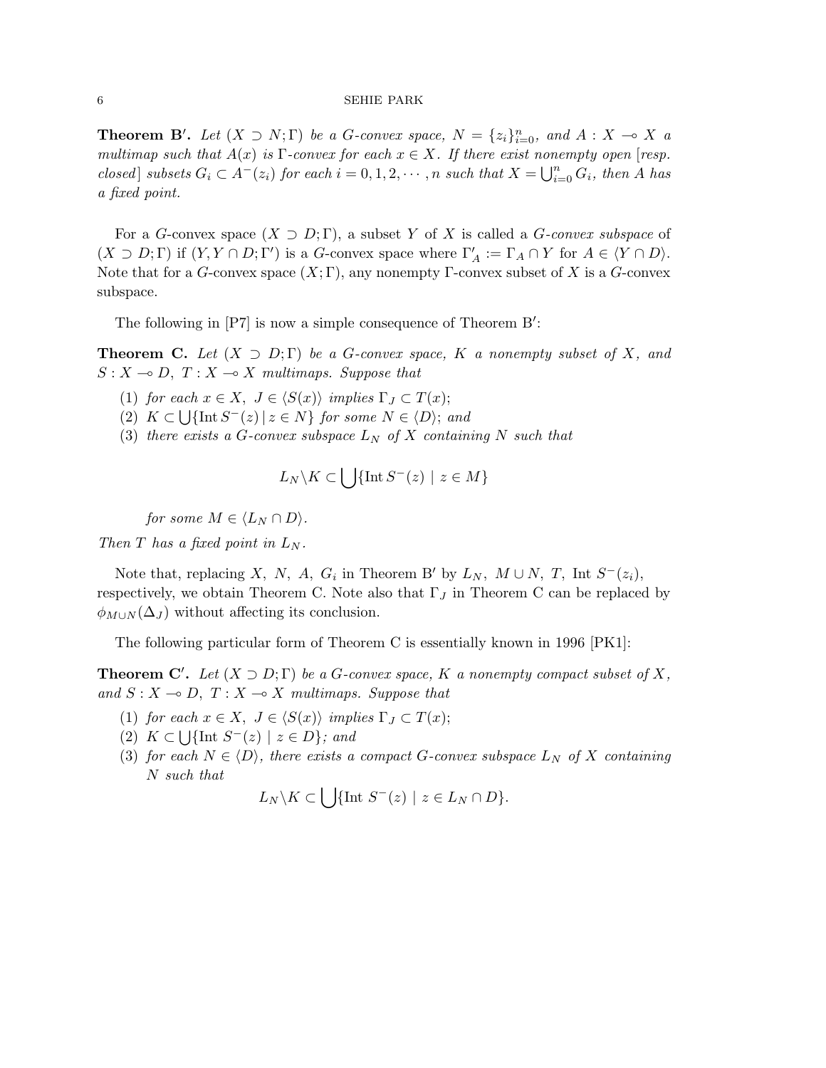**Theorem B′.** *Let $(X \supset N; \Gamma)$ be a G-convex space, $N = \{z_i\}_{i=0}^n$, and $A : X \multimap X$ a multimap such that $A(x)$ is $\Gamma$-convex for each $x \in X$. If there exist nonempty open [resp. closed] subsets $G_i \subset A^-(z_i)$ for each $i = 0, 1, 2, \cdots, n$ such that $X = \bigcup_{i=0}^n G_i$, then $A$ has a fixed point.*

For a $G$-convex space $(X \supset D; \Gamma)$, a subset $Y$ of $X$ is called a *G-convex subspace* of $(X \supset D; \Gamma)$ if $(Y, Y \cap D; \Gamma')$ is a $G$-convex space where $\Gamma'_A := \Gamma_A \cap Y$ for $A \in \langle Y \cap D \rangle$. Note that for a $G$-convex space $(X; \Gamma)$, any nonempty $\Gamma$-convex subset of $X$ is a $G$-convex subspace.

The following in [P7] is now a simple consequence of Theorem B′:

**Theorem C.** *Let $(X \supset D; \Gamma)$ be a G-convex space, $K$ a nonempty subset of $X$, and $S : X \multimap D$, $T : X \multimap X$ multimaps. Suppose that*

1. *for each $x \in X$, $J \in \langle S(x) \rangle$ implies $\Gamma_J \subset T(x)$;*
2. *$K \subset \bigcup\{\text{Int}\, S^-(z) \mid z \in N\}$ for some $N \in \langle D \rangle$; and*
3. *there exists a G-convex subspace $L_N$ of $X$ containing $N$ such that*

$$L_N \backslash K \subset \bigcup \{\text{Int}\, S^-(z) \mid z \in M\}$$

*for some $M \in \langle L_N \cap D \rangle$.*

*Then $T$ has a fixed point in $L_N$.*

Note that, replacing $X$, $N$, $A$, $G_i$ in Theorem B′ by $L_N$, $M \cup N$, $T$, $\text{Int}\, S^-(z_i)$, respectively, we obtain Theorem C. Note also that $\Gamma_J$ in Theorem C can be replaced by $\phi_{M \cup N}(\Delta_J)$ without affecting its conclusion.

The following particular form of Theorem C is essentially known in 1996 [PK1]:

**Theorem C′.** *Let $(X \supset D; \Gamma)$ be a G-convex space, $K$ a nonempty compact subset of $X$, and $S : X \multimap D$, $T : X \multimap X$ multimaps. Suppose that*

1. *for each $x \in X$, $J \in \langle S(x) \rangle$ implies $\Gamma_J \subset T(x)$;*
2. *$K \subset \bigcup\{\text{Int}\ S^-(z) \mid z \in D\}$; and*
3. *for each $N \in \langle D \rangle$, there exists a compact G-convex subspace $L_N$ of $X$ containing $N$ such that*

$$L_N \backslash K \subset \bigcup \{\text{Int}\ S^-(z) \mid z \in L_N \cap D\}.$$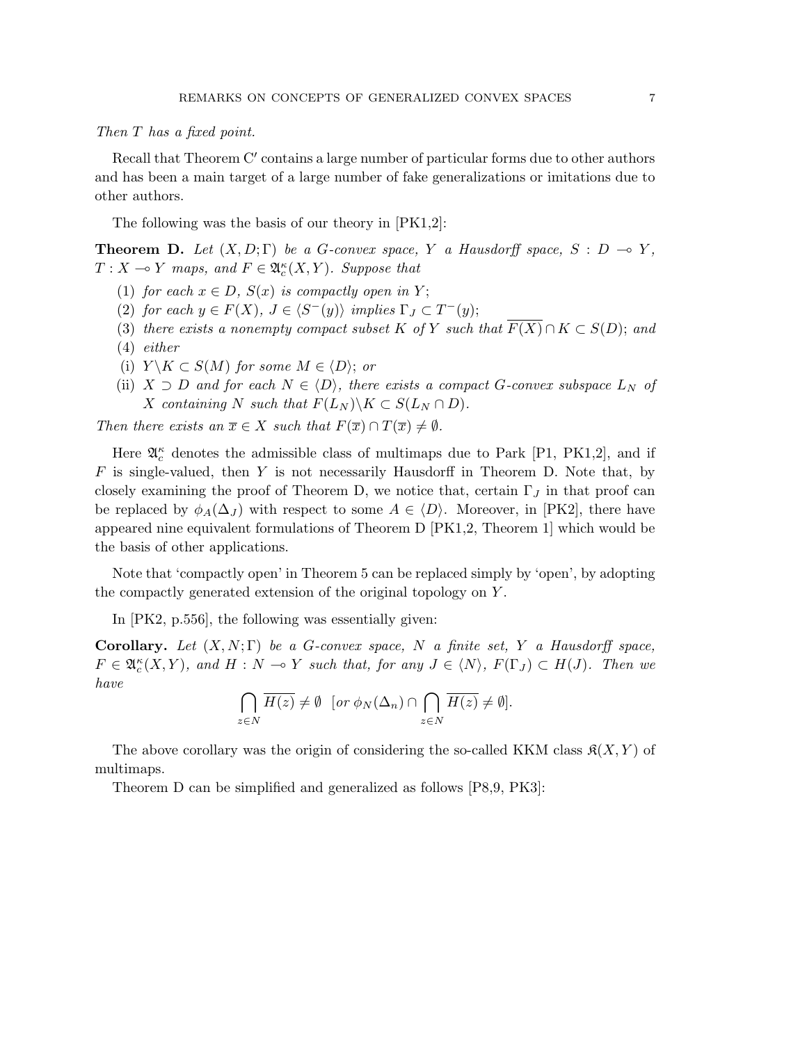*Then $T$ has a fixed point.*

Recall that Theorem C′ contains a large number of particular forms due to other authors and has been a main target of a large number of fake generalizations or imitations due to other authors.

The following was the basis of our theory in [PK1,2]:

**Theorem D.** *Let $(X, D; \Gamma)$ be a G-convex space, $Y$ a Hausdorff space, $S : D \multimap Y$, $T : X \multimap Y$ maps, and $F \in \mathfrak{A}_c^\kappa(X, Y)$. Suppose that*

1. *for each $x \in D$, $S(x)$ is compactly open in $Y$;*
2. *for each $y \in F(X)$, $J \in \langle S^-(y)\rangle$ implies $\Gamma_J \subset T^-(y)$;*
3. *there exists a nonempty compact subset $K$ of $Y$ such that $\overline{F(X)} \cap K \subset S(D)$; and*
4. *either*

 (i) *$Y \backslash K \subset S(M)$ for some $M \in \langle D\rangle$; or*

 (ii) *$X \supset D$ and for each $N \in \langle D\rangle$, there exists a compact G-convex subspace $L_N$ of $X$ containing $N$ such that $F(L_N)\backslash K \subset S(L_N \cap D)$.*

*Then there exists an $\overline{x} \in X$ such that $F(\overline{x}) \cap T(\overline{x}) \neq \emptyset$.*

Here $\mathfrak{A}_c^\kappa$ denotes the admissible class of multimaps due to Park [P1, PK1,2], and if $F$ is single-valued, then $Y$ is not necessarily Hausdorff in Theorem D. Note that, by closely examining the proof of Theorem D, we notice that, certain $\Gamma_J$ in that proof can be replaced by $\phi_A(\Delta_J)$ with respect to some $A \in \langle D\rangle$. Moreover, in [PK2], there have appeared nine equivalent formulations of Theorem D [PK1,2, Theorem 1] which would be the basis of other applications.

Note that 'compactly open' in Theorem 5 can be replaced simply by 'open', by adopting the compactly generated extension of the original topology on $Y$.

In [PK2, p.556], the following was essentially given:

**Corollary.** *Let $(X, N; \Gamma)$ be a G-convex space, $N$ a finite set, $Y$ a Hausdorff space, $F \in \mathfrak{A}_c^\kappa(X, Y)$, and $H : N \multimap Y$ such that, for any $J \in \langle N\rangle$, $F(\Gamma_J) \subset H(J)$. Then we have*

$$\bigcap_{z \in N} \overline{H(z)} \neq \emptyset \quad [or\ \phi_N(\Delta_n) \cap \bigcap_{z \in N} \overline{H(z)} \neq \emptyset].$$

The above corollary was the origin of considering the so-called KKM class $\mathfrak{K}(X, Y)$ of multimaps.

Theorem D can be simplified and generalized as follows [P8,9, PK3]: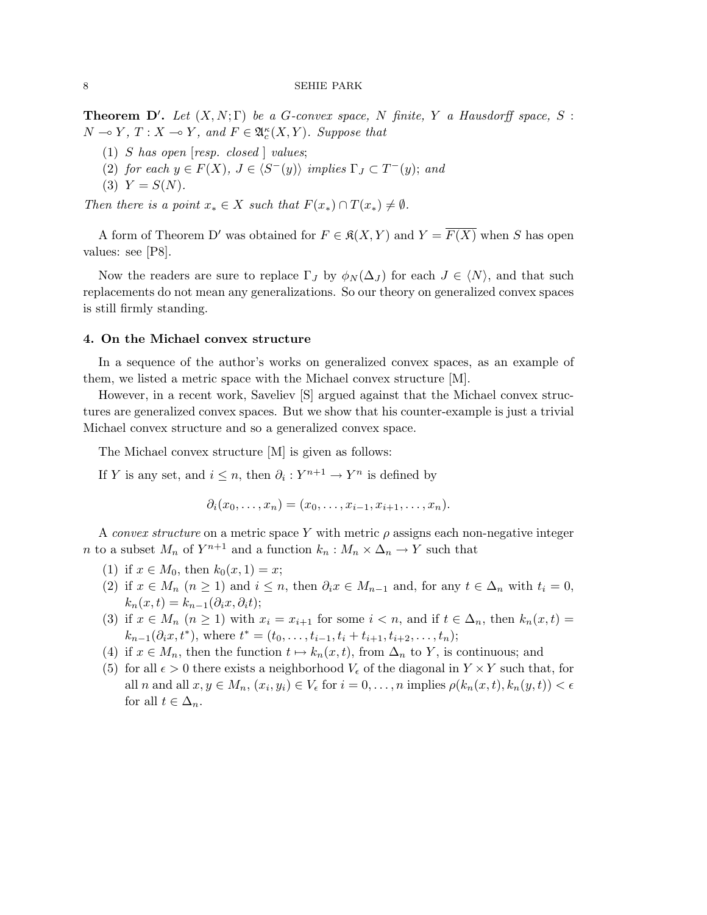**Theorem D′.** *Let $(X, N; \Gamma)$ be a G-convex space, $N$ finite, $Y$ a Hausdorff space, $S : N \multimap Y$, $T : X \multimap Y$, and $F \in \mathfrak{A}_c^\kappa(X, Y)$. Suppose that*

1. *$S$ has open [resp. closed ] values;*
2. *for each $y \in F(X)$, $J \in \langle S^-(y) \rangle$ implies $\Gamma_J \subset T^-(y)$; and*
3. *$Y = S(N)$.*

*Then there is a point $x_* \in X$ such that $F(x_*) \cap T(x_*) \neq \emptyset$.*

A form of Theorem D′ was obtained for $F \in \mathfrak{K}(X, Y)$ and $Y = \overline{F(X)}$ when $S$ has open values: see [P8].

Now the readers are sure to replace $\Gamma_J$ by $\phi_N(\Delta_J)$ for each $J \in \langle N \rangle$, and that such replacements do not mean any generalizations. So our theory on generalized convex spaces is still firmly standing.

## 4. On the Michael convex structure

In a sequence of the author's works on generalized convex spaces, as an example of them, we listed a metric space with the Michael convex structure [M].

However, in a recent work, Saveliev [S] argued against that the Michael convex structures are generalized convex spaces. But we show that his counter-example is just a trivial Michael convex structure and so a generalized convex space.

The Michael convex structure [M] is given as follows:

If $Y$ is any set, and $i \leq n$, then $\partial_i : Y^{n+1} \to Y^n$ is defined by

$$\partial_i(x_0, \dots, x_n) = (x_0, \dots, x_{i-1}, x_{i+1}, \dots, x_n).$$

A *convex structure* on a metric space $Y$ with metric $\rho$ assigns each non-negative integer $n$ to a subset $M_n$ of $Y^{n+1}$ and a function $k_n : M_n \times \Delta_n \to Y$ such that

1. if $x \in M_0$, then $k_0(x, 1) = x$;
2. if $x \in M_n$ $(n \geq 1)$ and $i \leq n$, then $\partial_i x \in M_{n-1}$ and, for any $t \in \Delta_n$ with $t_i = 0$, $k_n(x, t) = k_{n-1}(\partial_i x, \partial_i t)$;
3. if $x \in M_n$ $(n \geq 1)$ with $x_i = x_{i+1}$ for some $i < n$, and if $t \in \Delta_n$, then $k_n(x, t) = k_{n-1}(\partial_i x, t^*)$, where $t^* = (t_0, \dots, t_{i-1}, t_i + t_{i+1}, t_{i+2}, \dots, t_n)$;
4. if $x \in M_n$, then the function $t \mapsto k_n(x, t)$, from $\Delta_n$ to $Y$, is continuous; and
5. for all $\epsilon > 0$ there exists a neighborhood $V_\epsilon$ of the diagonal in $Y \times Y$ such that, for all $n$ and all $x, y \in M_n$, $(x_i, y_i) \in V_\epsilon$ for $i = 0, \dots, n$ implies $\rho(k_n(x, t), k_n(y, t)) < \epsilon$ for all $t \in \Delta_n$.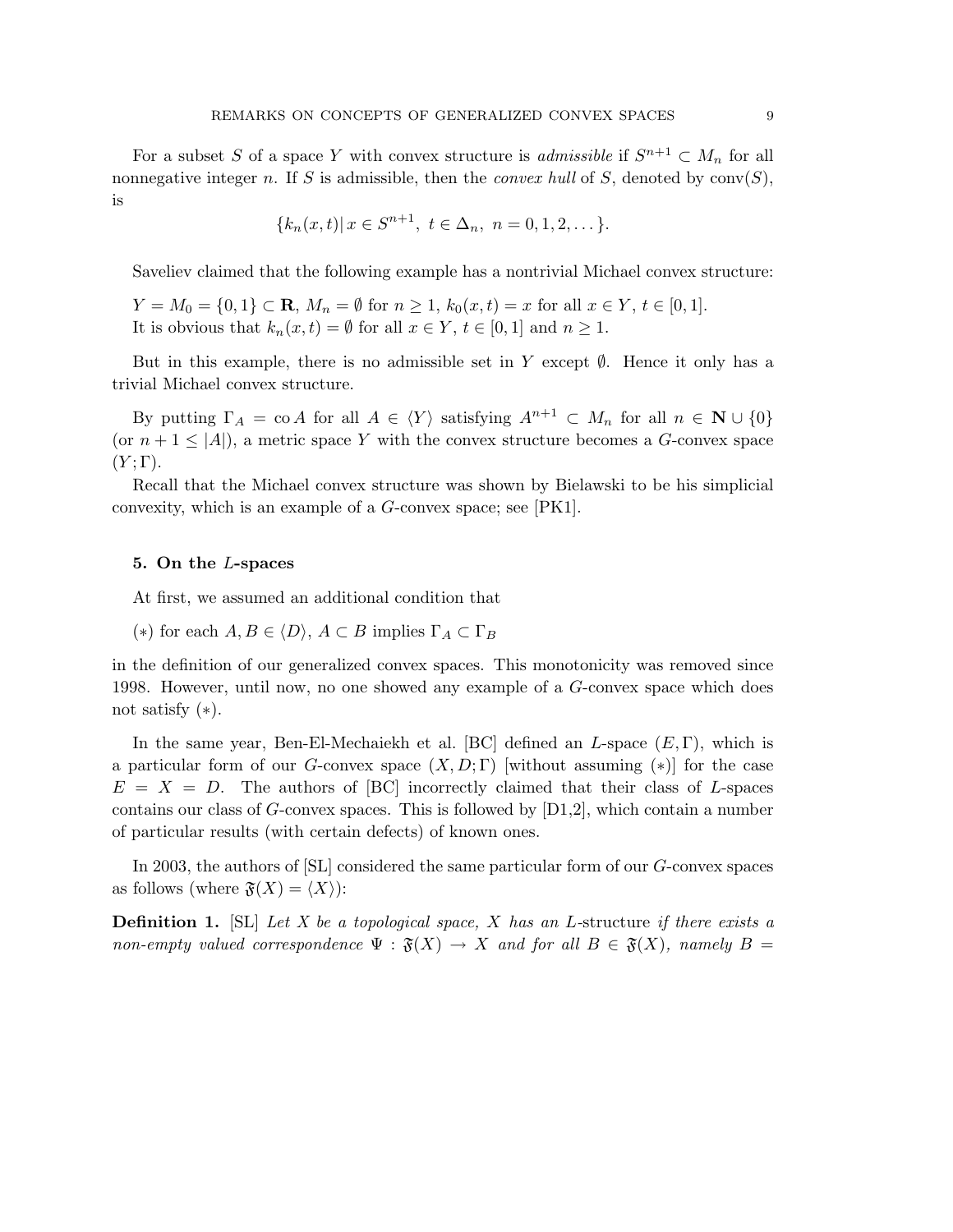For a subset $S$ of a space $Y$ with convex structure is *admissible* if $S^{n+1} \subset M_n$ for all nonnegative integer $n$. If $S$ is admissible, then the *convex hull* of $S$, denoted by $\operatorname{conv}(S)$, is

$$\{k_n(x,t) | \, x \in S^{n+1}, \ t \in \Delta_n, \ n = 0, 1, 2, \dots \}.$$

Saveliev claimed that the following example has a nontrivial Michael convex structure:

$Y = M_0 = \{0, 1\} \subset \mathbf{R}$, $M_n = \emptyset$ for $n \geq 1$, $k_0(x,t) = x$ for all $x \in Y$, $t \in [0,1]$.
It is obvious that $k_n(x,t) = \emptyset$ for all $x \in Y$, $t \in [0,1]$ and $n \geq 1$.

But in this example, there is no admissible set in $Y$ except $\emptyset$. Hence it only has a trivial Michael convex structure.

By putting $\Gamma_A = \operatorname{co} A$ for all $A \in \langle Y \rangle$ satisfying $A^{n+1} \subset M_n$ for all $n \in \mathbf{N} \cup \{0\}$ (or $n + 1 \leq |A|$), a metric space $Y$ with the convex structure becomes a $G$-convex space $(Y; \Gamma)$.

Recall that the Michael convex structure was shown by Bielawski to be his simplicial convexity, which is an example of a $G$-convex space; see [PK1].

## 5. On the $L$-spaces

At first, we assumed an additional condition that

($*$) for each $A, B \in \langle D \rangle$, $A \subset B$ implies $\Gamma_A \subset \Gamma_B$

in the definition of our generalized convex spaces. This monotonicity was removed since 1998. However, until now, no one showed any example of a $G$-convex space which does not satisfy ($*$).

In the same year, Ben-El-Mechaiekh et al. [BC] defined an $L$-space $(E, \Gamma)$, which is a particular form of our $G$-convex space $(X, D; \Gamma)$ [without assuming ($*$)] for the case $E = X = D$. The authors of [BC] incorrectly claimed that their class of $L$-spaces contains our class of $G$-convex spaces. This is followed by [D1,2], which contain a number of particular results (with certain defects) of known ones.

In 2003, the authors of [SL] considered the same particular form of our $G$-convex spaces as follows (where $\mathfrak{F}(X) = \langle X \rangle$):

**Definition 1.** [SL] *Let $X$ be a topological space, $X$ has an* $L$-structure *if there exists a non-empty valued correspondence $\Psi : \mathfrak{F}(X) \to X$ and for all $B \in \mathfrak{F}(X)$, namely $B =$*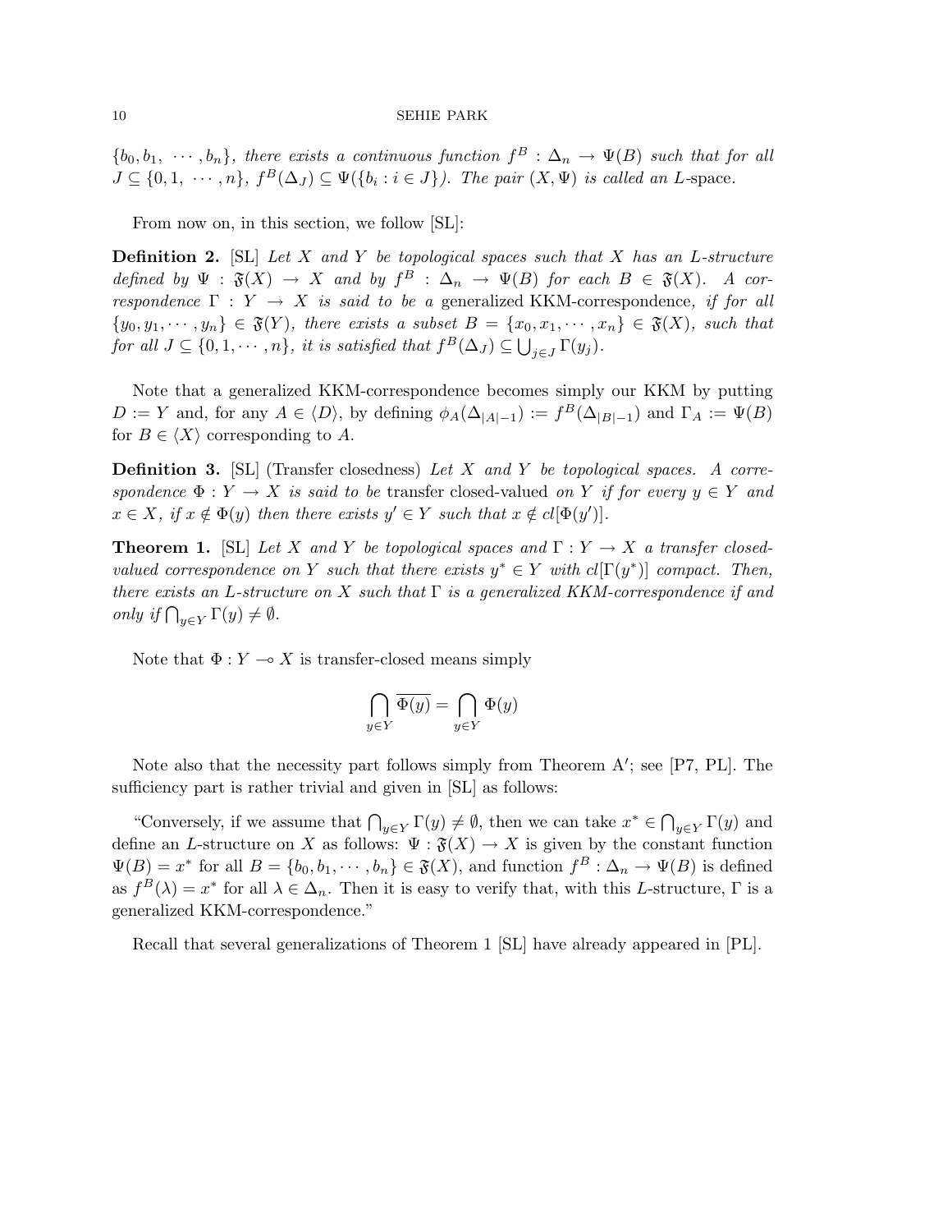$\{b_0, b_1, \cdots, b_n\}$, *there exists a continuous function* $f^B : \Delta_n \to \Psi(B)$ *such that for all* $J \subseteq \{0, 1, \cdots, n\}$, $f^B(\Delta_J) \subseteq \Psi(\{b_i : i \in J\})$. *The pair* $(X, \Psi)$ *is called an* $L$-space.

From now on, in this section, we follow [SL]:

**Definition 2.** [SL] *Let* $X$ *and* $Y$ *be topological spaces such that* $X$ *has an* $L$*-structure defined by* $\Psi : \mathfrak{F}(X) \to X$ *and by* $f^B : \Delta_n \to \Psi(B)$ *for each* $B \in \mathfrak{F}(X)$. *A correspondence* $\Gamma : Y \to X$ *is said to be a* generalized KKM-correspondence, *if for all* $\{y_0, y_1, \cdots, y_n\} \in \mathfrak{F}(Y)$, *there exists a subset* $B = \{x_0, x_1, \cdots, x_n\} \in \mathfrak{F}(X)$, *such that for all* $J \subseteq \{0, 1, \cdots, n\}$, *it is satisfied that* $f^B(\Delta_J) \subseteq \bigcup_{j \in J} \Gamma(y_j)$.

Note that a generalized KKM-correspondence becomes simply our KKM by putting $D := Y$ and, for any $A \in \langle D \rangle$, by defining $\phi_A(\Delta_{|A|-1}) := f^B(\Delta_{|B|-1})$ and $\Gamma_A := \Psi(B)$ for $B \in \langle X \rangle$ corresponding to $A$.

**Definition 3.** [SL] (Transfer closedness) *Let* $X$ *and* $Y$ *be topological spaces. A correspondence* $\Phi : Y \to X$ *is said to be* transfer closed-valued *on* $Y$ *if for every* $y \in Y$ *and* $x \in X$, *if* $x \notin \Phi(y)$ *then there exists* $y' \in Y$ *such that* $x \notin cl[\Phi(y')]$.

**Theorem 1.** [SL] *Let* $X$ *and* $Y$ *be topological spaces and* $\Gamma : Y \to X$ *a transfer closed-valued correspondence on* $Y$ *such that there exists* $y^* \in Y$ *with* $cl[\Gamma(y^*)]$ *compact. Then, there exists an* $L$*-structure on* $X$ *such that* $\Gamma$ *is a generalized KKM-correspondence if and only if* $\bigcap_{y \in Y} \Gamma(y) \neq \emptyset$.

Note that $\Phi : Y \multimap X$ is transfer-closed means simply

$$\bigcap_{y \in Y} \overline{\Phi(y)} = \bigcap_{y \in Y} \Phi(y)$$

Note also that the necessity part follows simply from Theorem A$'$; see [P7, PL]. The sufficiency part is rather trivial and given in [SL] as follows:

"Conversely, if we assume that $\bigcap_{y \in Y} \Gamma(y) \neq \emptyset$, then we can take $x^* \in \bigcap_{y \in Y} \Gamma(y)$ and define an $L$-structure on $X$ as follows: $\Psi : \mathfrak{F}(X) \to X$ is given by the constant function $\Psi(B) = x^*$ for all $B = \{b_0, b_1, \cdots, b_n\} \in \mathfrak{F}(X)$, and function $f^B : \Delta_n \to \Psi(B)$ is defined as $f^B(\lambda) = x^*$ for all $\lambda \in \Delta_n$. Then it is easy to verify that, with this $L$-structure, $\Gamma$ is a generalized KKM-correspondence."

Recall that several generalizations of Theorem 1 [SL] have already appeared in [PL].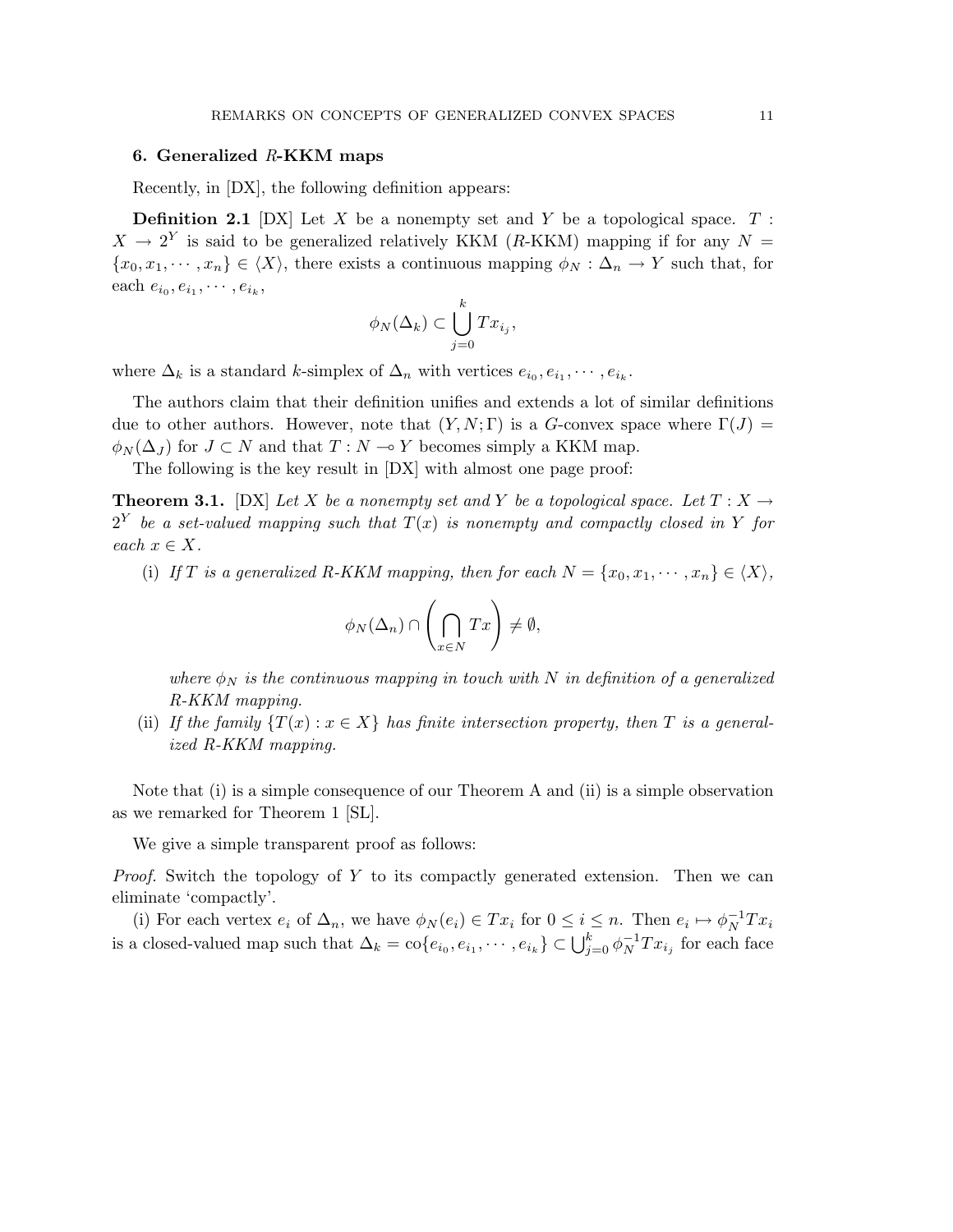## 6. Generalized $R$-KKM maps

Recently, in [DX], the following definition appears:

**Definition 2.1** [DX] Let $X$ be a nonempty set and $Y$ be a topological space. $T : X \to 2^Y$ is said to be generalized relatively KKM ($R$-KKM) mapping if for any $N = \{x_0, x_1, \cdots, x_n\} \in \langle X \rangle$, there exists a continuous mapping $\phi_N : \Delta_n \to Y$ such that, for each $e_{i_0}, e_{i_1}, \cdots, e_{i_k}$,

$$\phi_N(\Delta_k) \subset \bigcup_{j=0}^{k} Tx_{i_j},$$

where $\Delta_k$ is a standard $k$-simplex of $\Delta_n$ with vertices $e_{i_0}, e_{i_1}, \cdots, e_{i_k}$.

The authors claim that their definition unifies and extends a lot of similar definitions due to other authors. However, note that $(Y, N; \Gamma)$ is a $G$-convex space where $\Gamma(J) = \phi_N(\Delta_J)$ for $J \subset N$ and that $T : N \multimap Y$ becomes simply a KKM map.

The following is the key result in [DX] with almost one page proof:

**Theorem 3.1.** [DX] *Let $X$ be a nonempty set and $Y$ be a topological space. Let $T : X \to 2^Y$ be a set-valued mapping such that $T(x)$ is nonempty and compactly closed in $Y$ for each $x \in X$.*

(i) *If $T$ is a generalized R-KKM mapping, then for each $N = \{x_0, x_1, \cdots, x_n\} \in \langle X \rangle$,*

$$\phi_N(\Delta_n) \cap \left( \bigcap_{x \in N} Tx \right) \neq \emptyset,$$

*where $\phi_N$ is the continuous mapping in touch with $N$ in definition of a generalized R-KKM mapping.*

(ii) *If the family $\{T(x) : x \in X\}$ has finite intersection property, then $T$ is a generalized R-KKM mapping.*

Note that (i) is a simple consequence of our Theorem A and (ii) is a simple observation as we remarked for Theorem 1 [SL].

We give a simple transparent proof as follows:

*Proof.* Switch the topology of $Y$ to its compactly generated extension. Then we can eliminate 'compactly'.

(i) For each vertex $e_i$ of $\Delta_n$, we have $\phi_N(e_i) \in Tx_i$ for $0 \leq i \leq n$. Then $e_i \mapsto \phi_N^{-1}Tx_i$ is a closed-valued map such that $\Delta_k = \text{co}\{e_{i_0}, e_{i_1}, \cdots, e_{i_k}\} \subset \bigcup_{j=0}^{k} \phi_N^{-1}Tx_{i_j}$ for each face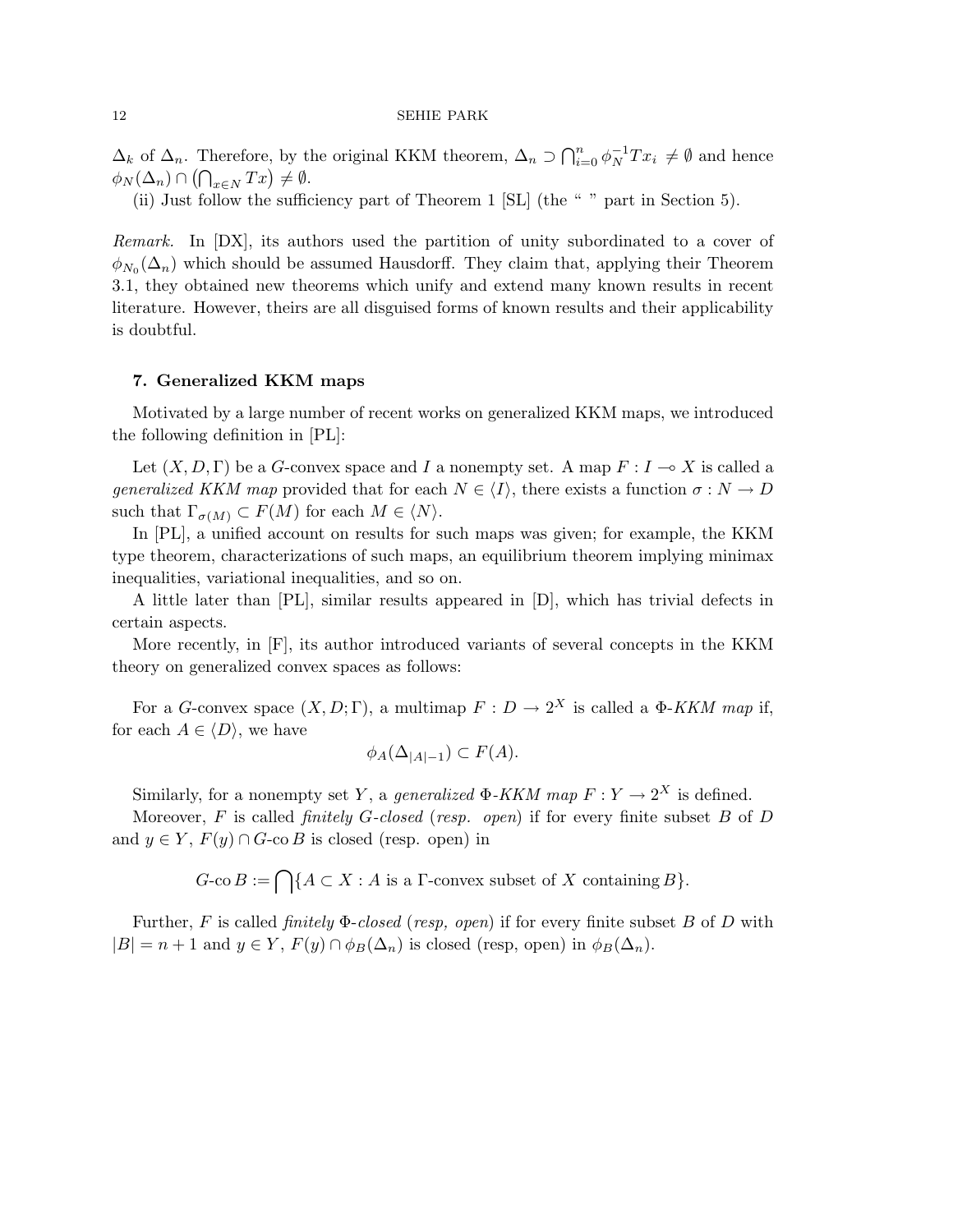$\Delta_k$ of $\Delta_n$. Therefore, by the original KKM theorem, $\Delta_n \supset \bigcap_{i=0}^n \phi_N^{-1} T x_i \neq \emptyset$ and hence $\phi_N(\Delta_n) \cap \left(\bigcap_{x \in N} Tx\right) \neq \emptyset$.

(ii) Just follow the sufficiency part of Theorem 1 [SL] (the " " part in Section 5).

*Remark.* In [DX], its authors used the partition of unity subordinated to a cover of $\phi_{N_0}(\Delta_n)$ which should be assumed Hausdorff. They claim that, applying their Theorem 3.1, they obtained new theorems which unify and extend many known results in recent literature. However, theirs are all disguised forms of known results and their applicability is doubtful.

## 7. Generalized KKM maps

Motivated by a large number of recent works on generalized KKM maps, we introduced the following definition in [PL]:

Let $(X, D, \Gamma)$ be a $G$-convex space and $I$ a nonempty set. A map $F : I \multimap X$ is called a *generalized KKM map* provided that for each $N \in \langle I \rangle$, there exists a function $\sigma : N \to D$ such that $\Gamma_{\sigma(M)} \subset F(M)$ for each $M \in \langle N \rangle$.

In [PL], a unified account on results for such maps was given; for example, the KKM type theorem, characterizations of such maps, an equilibrium theorem implying minimax inequalities, variational inequalities, and so on.

A little later than [PL], similar results appeared in [D], which has trivial defects in certain aspects.

More recently, in [F], its author introduced variants of several concepts in the KKM theory on generalized convex spaces as follows:

For a $G$-convex space $(X, D; \Gamma)$, a multimap $F : D \to 2^X$ is called a $\Phi$-*KKM map* if, for each $A \in \langle D \rangle$, we have

$$\phi_A(\Delta_{|A|-1}) \subset F(A).$$

Similarly, for a nonempty set $Y$, a *generalized* $\Phi$-*KKM map* $F : Y \to 2^X$ is defined.

Moreover, $F$ is called *finitely* $G$-*closed* (*resp. open*) if for every finite subset $B$ of $D$ and $y \in Y$, $F(y) \cap G\text{-co}\, B$ is closed (resp. open) in

$$G\text{-co}\, B := \bigcap \{A \subset X : A \text{ is a } \Gamma\text{-convex subset of } X \text{ containing } B\}.$$

Further, $F$ is called *finitely* $\Phi$-*closed* (*resp, open*) if for every finite subset $B$ of $D$ with $|B| = n+1$ and $y \in Y$, $F(y) \cap \phi_B(\Delta_n)$ is closed (resp, open) in $\phi_B(\Delta_n)$.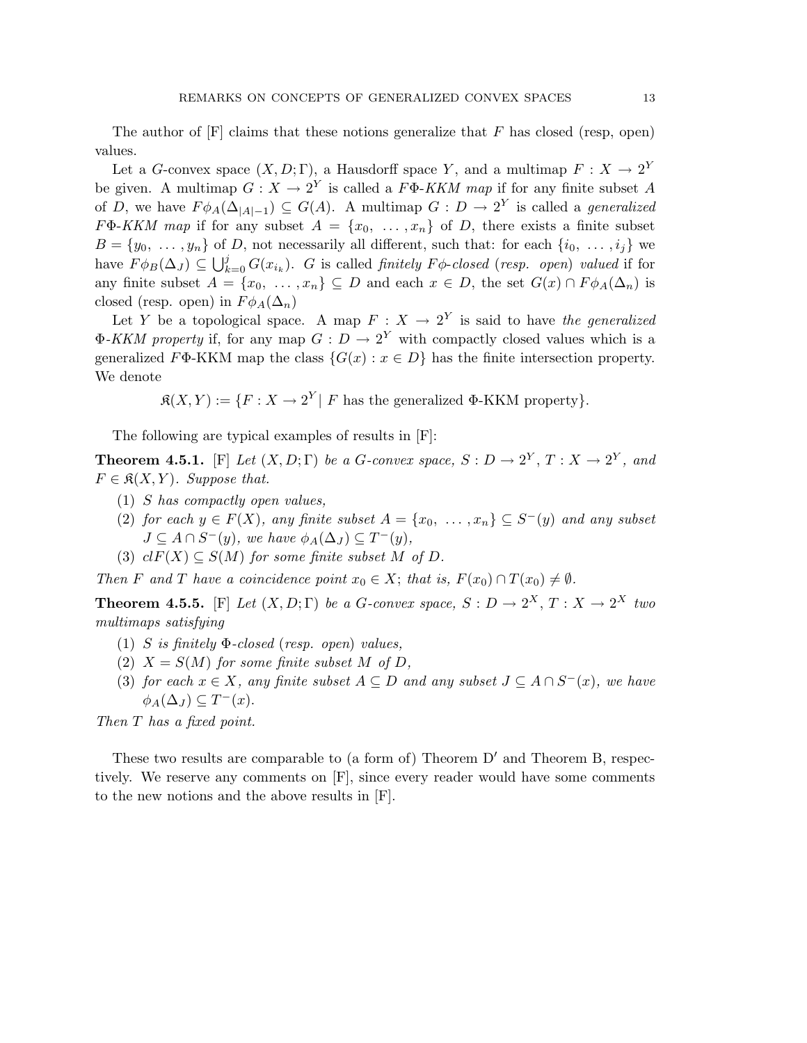The author of [F] claims that these notions generalize that $F$ has closed (resp, open) values.

Let a $G$-convex space $(X, D; \Gamma)$, a Hausdorff space $Y$, and a multimap $F : X \to 2^Y$ be given. A multimap $G : X \to 2^Y$ is called a *$F\Phi$-KKM map* if for any finite subset $A$ of $D$, we have $F\phi_A(\Delta_{|A|-1}) \subseteq G(A)$. A multimap $G : D \to 2^Y$ is called a *generalized $F\Phi$-KKM map* if for any subset $A = \{x_0, \ldots, x_n\}$ of $D$, there exists a finite subset $B = \{y_0, \ldots, y_n\}$ of $D$, not necessarily all different, such that: for each $\{i_0, \ldots, i_j\}$ we have $F\phi_B(\Delta_J) \subseteq \bigcup_{k=0}^{j} G(x_{i_k})$. $G$ is called *finitely $F\phi$-closed* (*resp. open*) *valued* if for any finite subset $A = \{x_0, \ldots, x_n\} \subseteq D$ and each $x \in D$, the set $G(x) \cap F\phi_A(\Delta_n)$ is closed (resp. open) in $F\phi_A(\Delta_n)$

Let $Y$ be a topological space. A map $F : X \to 2^Y$ is said to have *the generalized $\Phi$-KKM property* if, for any map $G : D \to 2^Y$ with compactly closed values which is a generalized $F\Phi$-KKM map the class $\{G(x) : x \in D\}$ has the finite intersection property. We denote

$$\mathfrak{K}(X, Y) := \{F : X \to 2^Y |\ F \text{ has the generalized } \Phi\text{-KKM property}\}.$$

The following are typical examples of results in [F]:

**Theorem 4.5.1.** [F] *Let $(X, D; \Gamma)$ be a $G$-convex space, $S : D \to 2^Y$, $T : X \to 2^Y$, and $F \in \mathfrak{K}(X, Y)$. Suppose that.*

1. *$S$ has compactly open values,*
2. *for each $y \in F(X)$, any finite subset $A = \{x_0, \ldots, x_n\} \subseteq S^-(y)$ and any subset $J \subseteq A \cap S^-(y)$, we have $\phi_A(\Delta_J) \subseteq T^-(y)$,*
3. *$clF(X) \subseteq S(M)$ for some finite subset $M$ of $D$.*

*Then $F$ and $T$ have a coincidence point $x_0 \in X$; that is, $F(x_0) \cap T(x_0) \neq \emptyset$.*

**Theorem 4.5.5.** [F] *Let $(X, D; \Gamma)$ be a $G$-convex space, $S : D \to 2^X$, $T : X \to 2^X$ two multimaps satisfying*

1. *$S$ is finitely $\Phi$-closed (resp. open) values,*
2. *$X = S(M)$ for some finite subset $M$ of $D$,*
3. *for each $x \in X$, any finite subset $A \subseteq D$ and any subset $J \subseteq A \cap S^-(x)$, we have $\phi_A(\Delta_J) \subseteq T^-(x)$.*

*Then $T$ has a fixed point.*

These two results are comparable to (a form of) Theorem D$'$ and Theorem B, respectively. We reserve any comments on [F], since every reader would have some comments to the new notions and the above results in [F].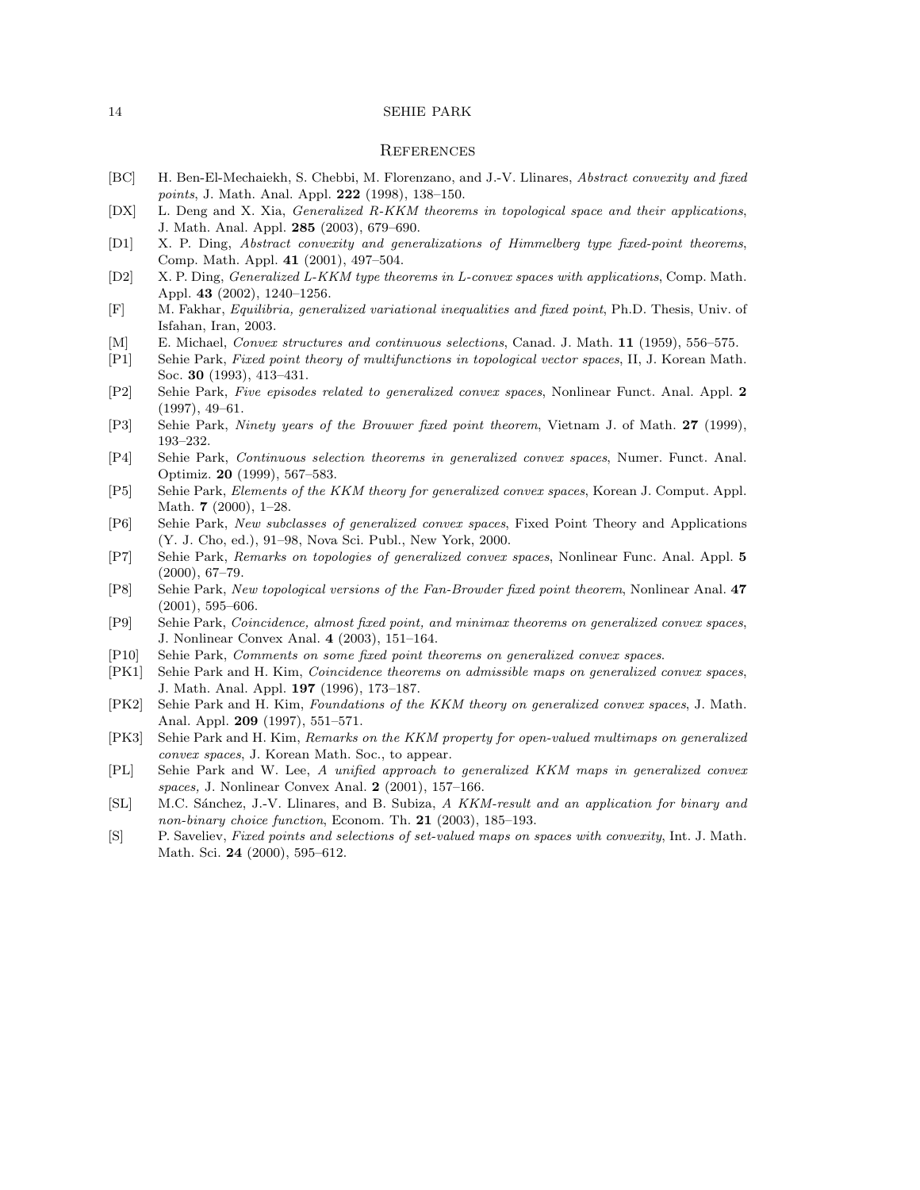## References

[BC] H. Ben-El-Mechaiekh, S. Chebbi, M. Florenzano, and J.-V. Llinares, *Abstract convexity and fixed points*, J. Math. Anal. Appl. **222** (1998), 138–150.

[DX] L. Deng and X. Xia, *Generalized R-KKM theorems in topological space and their applications*, J. Math. Anal. Appl. **285** (2003), 679–690.

[D1] X. P. Ding, *Abstract convexity and generalizations of Himmelberg type fixed-point theorems*, Comp. Math. Appl. **41** (2001), 497–504.

[D2] X. P. Ding, *Generalized L-KKM type theorems in L-convex spaces with applications*, Comp. Math. Appl. **43** (2002), 1240–1256.

[F] M. Fakhar, *Equilibria, generalized variational inequalities and fixed point*, Ph.D. Thesis, Univ. of Isfahan, Iran, 2003.

[M] E. Michael, *Convex structures and continuous selections*, Canad. J. Math. **11** (1959), 556–575.

[P1] Sehie Park, *Fixed point theory of multifunctions in topological vector spaces*, II, J. Korean Math. Soc. **30** (1993), 413–431.

[P2] Sehie Park, *Five episodes related to generalized convex spaces*, Nonlinear Funct. Anal. Appl. **2** (1997), 49–61.

[P3] Sehie Park, *Ninety years of the Brouwer fixed point theorem*, Vietnam J. of Math. **27** (1999), 193–232.

[P4] Sehie Park, *Continuous selection theorems in generalized convex spaces*, Numer. Funct. Anal. Optimiz. **20** (1999), 567–583.

[P5] Sehie Park, *Elements of the KKM theory for generalized convex spaces*, Korean J. Comput. Appl. Math. **7** (2000), 1–28.

[P6] Sehie Park, *New subclasses of generalized convex spaces*, Fixed Point Theory and Applications (Y. J. Cho, ed.), 91–98, Nova Sci. Publ., New York, 2000.

[P7] Sehie Park, *Remarks on topologies of generalized convex spaces*, Nonlinear Func. Anal. Appl. **5** (2000), 67–79.

[P8] Sehie Park, *New topological versions of the Fan-Browder fixed point theorem*, Nonlinear Anal. **47** (2001), 595–606.

[P9] Sehie Park, *Coincidence, almost fixed point, and minimax theorems on generalized convex spaces*, J. Nonlinear Convex Anal. **4** (2003), 151–164.

[P10] Sehie Park, *Comments on some fixed point theorems on generalized convex spaces*.

[PK1] Sehie Park and H. Kim, *Coincidence theorems on admissible maps on generalized convex spaces*, J. Math. Anal. Appl. **197** (1996), 173–187.

[PK2] Sehie Park and H. Kim, *Foundations of the KKM theory on generalized convex spaces*, J. Math. Anal. Appl. **209** (1997), 551–571.

[PK3] Sehie Park and H. Kim, *Remarks on the KKM property for open-valued multimaps on generalized convex spaces*, J. Korean Math. Soc., to appear.

[PL] Sehie Park and W. Lee, *A unified approach to generalized KKM maps in generalized convex spaces,* J. Nonlinear Convex Anal. **2** (2001), 157–166.

[SL] M.C. Sánchez, J.-V. Llinares, and B. Subiza, *A KKM-result and an application for binary and non-binary choice function*, Econom. Th. **21** (2003), 185–193.

[S] P. Saveliev, *Fixed points and selections of set-valued maps on spaces with convexity*, Int. J. Math. Math. Sci. **24** (2000), 595–612.